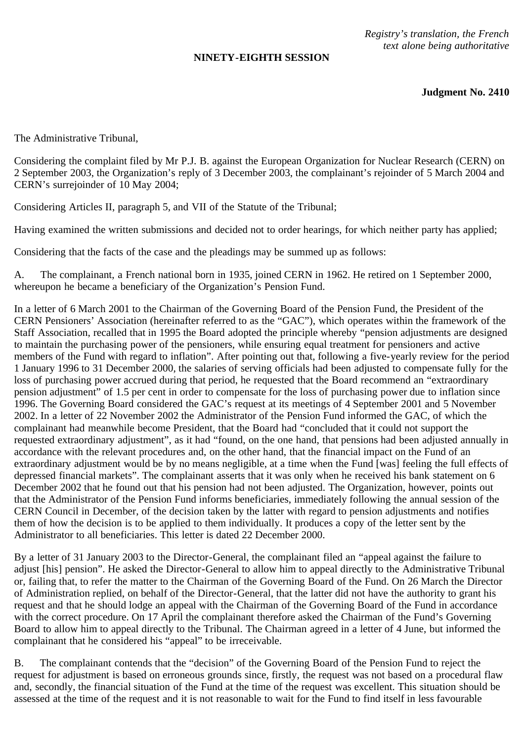*Registry's translation, the French text alone being authoritative*

**NINETY-EIGHTH SESSION**

**Judgment No. 2410**

The Administrative Tribunal,

Considering the complaint filed by Mr P.J. B. against the European Organization for Nuclear Research (CERN) on 2 September 2003, the Organization's reply of 3 December 2003, the complainant's rejoinder of 5 March 2004 and CERN's surrejoinder of 10 May 2004;

Considering Articles II, paragraph 5, and VII of the Statute of the Tribunal;

Having examined the written submissions and decided not to order hearings, for which neither party has applied;

Considering that the facts of the case and the pleadings may be summed up as follows:

A. The complainant, a French national born in 1935, joined CERN in 1962. He retired on 1 September 2000, whereupon he became a beneficiary of the Organization's Pension Fund.

In a letter of 6 March 2001 to the Chairman of the Governing Board of the Pension Fund, the President of the CERN Pensioners' Association (hereinafter referred to as the "GAC"), which operates within the framework of the Staff Association, recalled that in 1995 the Board adopted the principle whereby "pension adjustments are designed to maintain the purchasing power of the pensioners, while ensuring equal treatment for pensioners and active members of the Fund with regard to inflation". After pointing out that, following a five-yearly review for the period 1 January 1996 to 31 December 2000, the salaries of serving officials had been adjusted to compensate fully for the loss of purchasing power accrued during that period, he requested that the Board recommend an "extraordinary pension adjustment" of 1.5 per cent in order to compensate for the loss of purchasing power due to inflation since 1996. The Governing Board considered the GAC's request at its meetings of 4 September 2001 and 5 November 2002. In a letter of 22 November 2002 the Administrator of the Pension Fund informed the GAC, of which the complainant had meanwhile become President, that the Board had "concluded that it could not support the requested extraordinary adjustment", as it had "found, on the one hand, that pensions had been adjusted annually in accordance with the relevant procedures and, on the other hand, that the financial impact on the Fund of an extraordinary adjustment would be by no means negligible, at a time when the Fund [was] feeling the full effects of depressed financial markets". The complainant asserts that it was only when he received his bank statement on 6 December 2002 that he found out that his pension had not been adjusted. The Organization, however, points out that the Administrator of the Pension Fund informs beneficiaries, immediately following the annual session of the CERN Council in December, of the decision taken by the latter with regard to pension adjustments and notifies them of how the decision is to be applied to them individually. It produces a copy of the letter sent by the Administrator to all beneficiaries. This letter is dated 22 December 2000.

By a letter of 31 January 2003 to the Director-General, the complainant filed an "appeal against the failure to adjust [his] pension". He asked the Director-General to allow him to appeal directly to the Administrative Tribunal or, failing that, to refer the matter to the Chairman of the Governing Board of the Fund. On 26 March the Director of Administration replied, on behalf of the Director-General, that the latter did not have the authority to grant his request and that he should lodge an appeal with the Chairman of the Governing Board of the Fund in accordance with the correct procedure. On 17 April the complainant therefore asked the Chairman of the Fund's Governing Board to allow him to appeal directly to the Tribunal. The Chairman agreed in a letter of 4 June, but informed the complainant that he considered his "appeal" to be irreceivable.

B. The complainant contends that the "decision" of the Governing Board of the Pension Fund to reject the request for adjustment is based on erroneous grounds since, firstly, the request was not based on a procedural flaw and, secondly, the financial situation of the Fund at the time of the request was excellent. This situation should be assessed at the time of the request and it is not reasonable to wait for the Fund to find itself in less favourable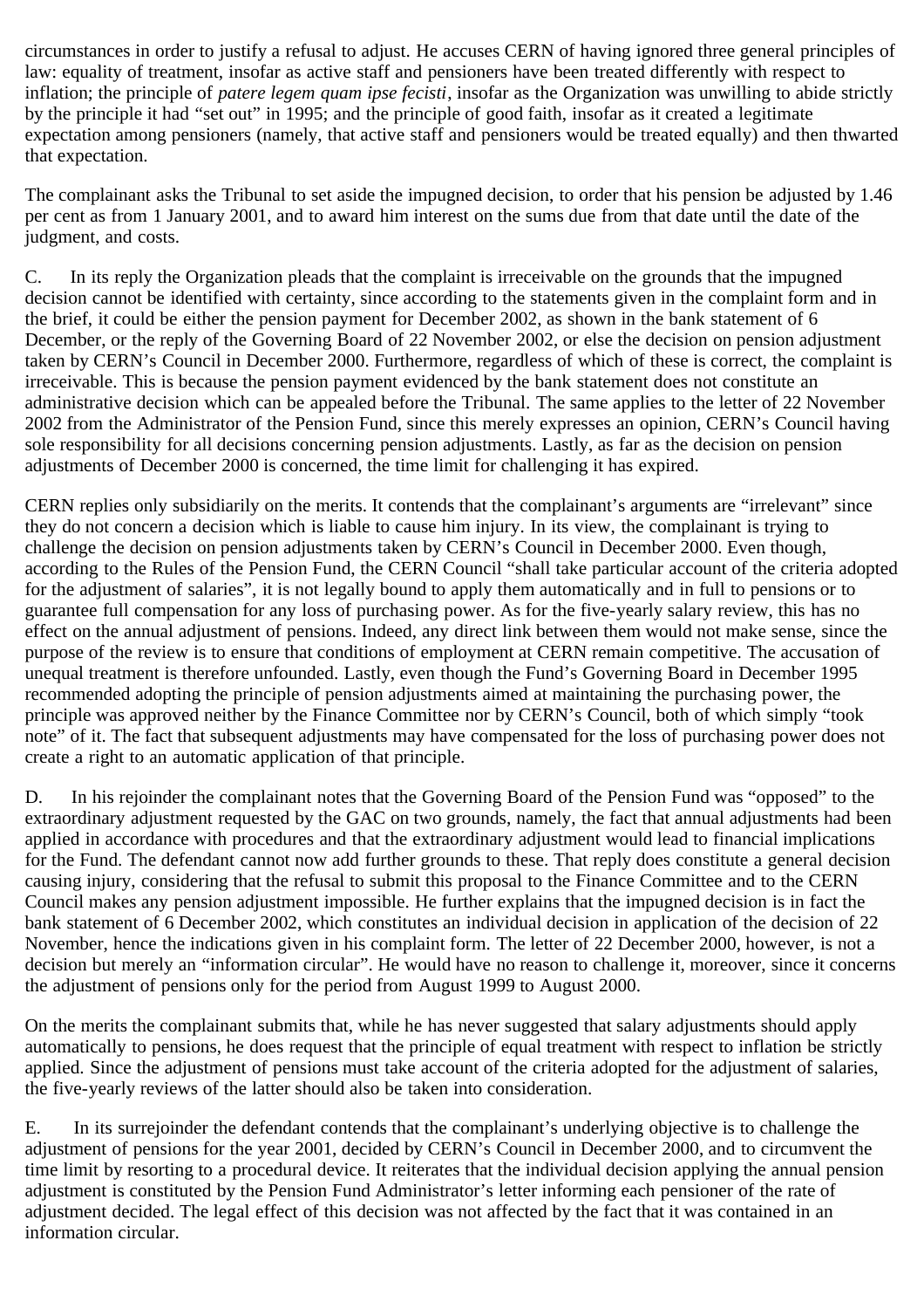circumstances in order to justify a refusal to adjust. He accuses CERN of having ignored three general principles of law: equality of treatment, insofar as active staff and pensioners have been treated differently with respect to inflation; the principle of *patere legem quam ipse fecisti*, insofar as the Organization was unwilling to abide strictly by the principle it had "set out" in 1995; and the principle of good faith, insofar as it created a legitimate expectation among pensioners (namely, that active staff and pensioners would be treated equally) and then thwarted that expectation.

The complainant asks the Tribunal to set aside the impugned decision, to order that his pension be adjusted by 1.46 per cent as from 1 January 2001, and to award him interest on the sums due from that date until the date of the judgment, and costs.

C. In its reply the Organization pleads that the complaint is irreceivable on the grounds that the impugned decision cannot be identified with certainty, since according to the statements given in the complaint form and in the brief, it could be either the pension payment for December 2002, as shown in the bank statement of 6 December, or the reply of the Governing Board of 22 November 2002, or else the decision on pension adjustment taken by CERN's Council in December 2000. Furthermore, regardless of which of these is correct, the complaint is irreceivable. This is because the pension payment evidenced by the bank statement does not constitute an administrative decision which can be appealed before the Tribunal. The same applies to the letter of 22 November 2002 from the Administrator of the Pension Fund, since this merely expresses an opinion, CERN's Council having sole responsibility for all decisions concerning pension adjustments. Lastly, as far as the decision on pension adjustments of December 2000 is concerned, the time limit for challenging it has expired.

CERN replies only subsidiarily on the merits. It contends that the complainant's arguments are "irrelevant" since they do not concern a decision which is liable to cause him injury. In its view, the complainant is trying to challenge the decision on pension adjustments taken by CERN's Council in December 2000. Even though, according to the Rules of the Pension Fund, the CERN Council "shall take particular account of the criteria adopted for the adjustment of salaries", it is not legally bound to apply them automatically and in full to pensions or to guarantee full compensation for any loss of purchasing power. As for the five-yearly salary review, this has no effect on the annual adjustment of pensions. Indeed, any direct link between them would not make sense, since the purpose of the review is to ensure that conditions of employment at CERN remain competitive. The accusation of unequal treatment is therefore unfounded. Lastly, even though the Fund's Governing Board in December 1995 recommended adopting the principle of pension adjustments aimed at maintaining the purchasing power, the principle was approved neither by the Finance Committee nor by CERN's Council, both of which simply "took note" of it. The fact that subsequent adjustments may have compensated for the loss of purchasing power does not create a right to an automatic application of that principle.

D. In his rejoinder the complainant notes that the Governing Board of the Pension Fund was "opposed" to the extraordinary adjustment requested by the GAC on two grounds, namely, the fact that annual adjustments had been applied in accordance with procedures and that the extraordinary adjustment would lead to financial implications for the Fund. The defendant cannot now add further grounds to these. That reply does constitute a general decision causing injury, considering that the refusal to submit this proposal to the Finance Committee and to the CERN Council makes any pension adjustment impossible. He further explains that the impugned decision is in fact the bank statement of 6 December 2002, which constitutes an individual decision in application of the decision of 22 November, hence the indications given in his complaint form. The letter of 22 December 2000, however, is not a decision but merely an "information circular". He would have no reason to challenge it, moreover, since it concerns the adjustment of pensions only for the period from August 1999 to August 2000.

On the merits the complainant submits that, while he has never suggested that salary adjustments should apply automatically to pensions, he does request that the principle of equal treatment with respect to inflation be strictly applied. Since the adjustment of pensions must take account of the criteria adopted for the adjustment of salaries, the five-yearly reviews of the latter should also be taken into consideration.

E. In its surrejoinder the defendant contends that the complainant's underlying objective is to challenge the adjustment of pensions for the year 2001, decided by CERN's Council in December 2000, and to circumvent the time limit by resorting to a procedural device. It reiterates that the individual decision applying the annual pension adjustment is constituted by the Pension Fund Administrator's letter informing each pensioner of the rate of adjustment decided. The legal effect of this decision was not affected by the fact that it was contained in an information circular.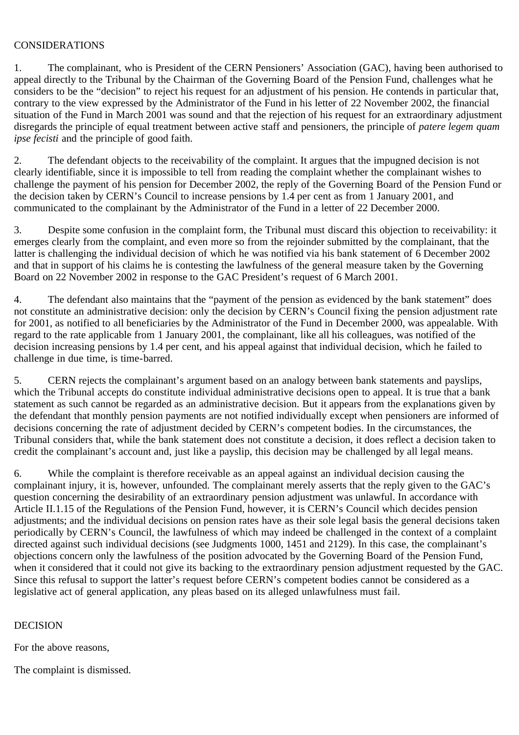CONSIDERATIONS

1. The complainant, who is President of the CERN Pensioners' Association (GAC), having been authorised to appeal directly to the Tribunal by the Chairman of the Governing Board of the Pension Fund, challenges what he considers to be the "decision" to reject his request for an adjustment of his pension. He contends in particular that, contrary to the view expressed by the Administrator of the Fund in his letter of 22 November 2002, the financial situation of the Fund in March 2001 was sound and that the rejection of his request for an extraordinary adjustment disregards the principle of equal treatment between active staff and pensioners, the principle of *patere legem quam ipse fecisti* and the principle of good faith.

2. The defendant objects to the receivability of the complaint. It argues that the impugned decision is not clearly identifiable, since it is impossible to tell from reading the complaint whether the complainant wishes to challenge the payment of his pension for December 2002, the reply of the Governing Board of the Pension Fund or the decision taken by CERN's Council to increase pensions by 1.4 per cent as from 1 January 2001, and communicated to the complainant by the Administrator of the Fund in a letter of 22 December 2000.

3. Despite some confusion in the complaint form, the Tribunal must discard this objection to receivability: it emerges clearly from the complaint, and even more so from the rejoinder submitted by the complainant, that the latter is challenging the individual decision of which he was notified via his bank statement of 6 December 2002 and that in support of his claims he is contesting the lawfulness of the general measure taken by the Governing Board on 22 November 2002 in response to the GAC President's request of 6 March 2001.

4. The defendant also maintains that the "payment of the pension as evidenced by the bank statement" does not constitute an administrative decision: only the decision by CERN's Council fixing the pension adjustment rate for 2001, as notified to all beneficiaries by the Administrator of the Fund in December 2000, was appealable. With regard to the rate applicable from 1 January 2001, the complainant, like all his colleagues, was notified of the decision increasing pensions by 1.4 per cent, and his appeal against that individual decision, which he failed to challenge in due time, is time-barred.

5. CERN rejects the complainant's argument based on an analogy between bank statements and payslips, which the Tribunal accepts do constitute individual administrative decisions open to appeal. It is true that a bank statement as such cannot be regarded as an administrative decision. But it appears from the explanations given by the defendant that monthly pension payments are not notified individually except when pensioners are informed of decisions concerning the rate of adjustment decided by CERN's competent bodies. In the circumstances, the Tribunal considers that, while the bank statement does not constitute a decision, it does reflect a decision taken to credit the complainant's account and, just like a payslip, this decision may be challenged by all legal means.

6. While the complaint is therefore receivable as an appeal against an individual decision causing the complainant injury, it is, however, unfounded. The complainant merely asserts that the reply given to the GAC's question concerning the desirability of an extraordinary pension adjustment was unlawful. In accordance with Article II.1.15 of the Regulations of the Pension Fund, however, it is CERN's Council which decides pension adjustments; and the individual decisions on pension rates have as their sole legal basis the general decisions taken periodically by CERN's Council, the lawfulness of which may indeed be challenged in the context of a complaint directed against such individual decisions (see Judgments 1000, 1451 and 2129). In this case, the complainant's objections concern only the lawfulness of the position advocated by the Governing Board of the Pension Fund, when it considered that it could not give its backing to the extraordinary pension adjustment requested by the GAC. Since this refusal to support the latter's request before CERN's competent bodies cannot be considered as a legislative act of general application, any pleas based on its alleged unlawfulness must fail.

DECISION

For the above reasons,

The complaint is dismissed.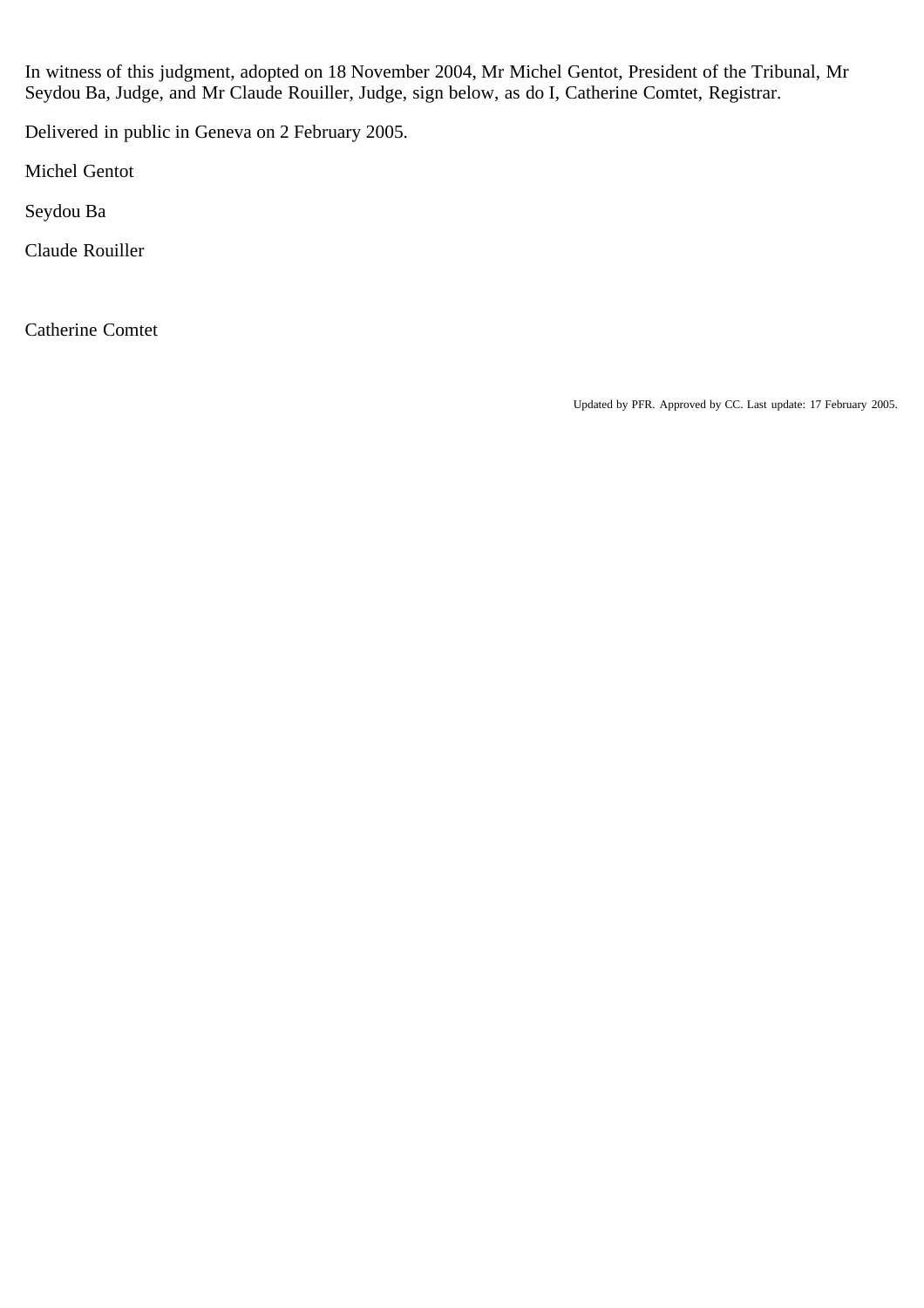In witness of this judgment, adopted on 18 November 2004, Mr Michel Gentot, President of the Tribunal, Mr Seydou Ba, Judge, and Mr Claude Rouiller, Judge, sign below, as do I, Catherine Comtet, Registrar.

Delivered in public in Geneva on 2 February 2005.

Michel Gentot

Seydou Ba

Claude Rouiller

Catherine Comtet

Updated by PFR. Approved by CC. Last update: 17 February 2005.